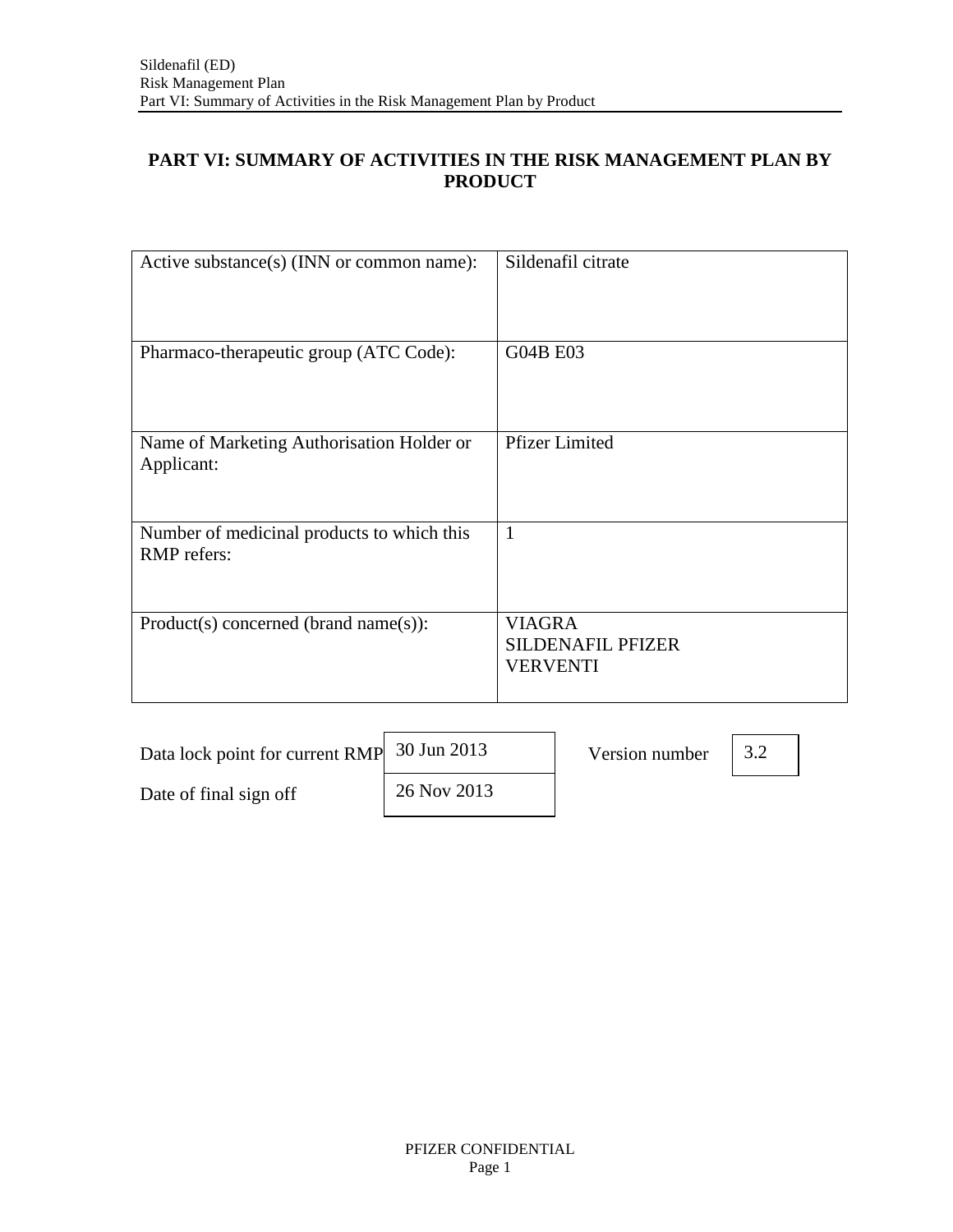# PART VI: SUMMARY OF ACTIVITIES IN THE RISK MANAGEMENT PLAN BY PRODUCT

| | |
|---|---|
| Active substance(s) (INN or common name): | Sildenafil citrate |
| Pharmaco-therapeutic group (ATC Code): | G04B E03 |
| Name of Marketing Authorisation Holder or Applicant: | Pfizer Limited |
| Number of medicinal products to which this RMP refers: | 1 |
| Product(s) concerned (brand name(s)): | VIAGRA<br>SILDENAFIL PFIZER<br>VERVENTI |

| | | | |
|---|---|---|---|
| Data lock point for current RMP | 30 Jun 2013 | Version number | 3.2 |
| Date of final sign off | 26 Nov 2013 | | |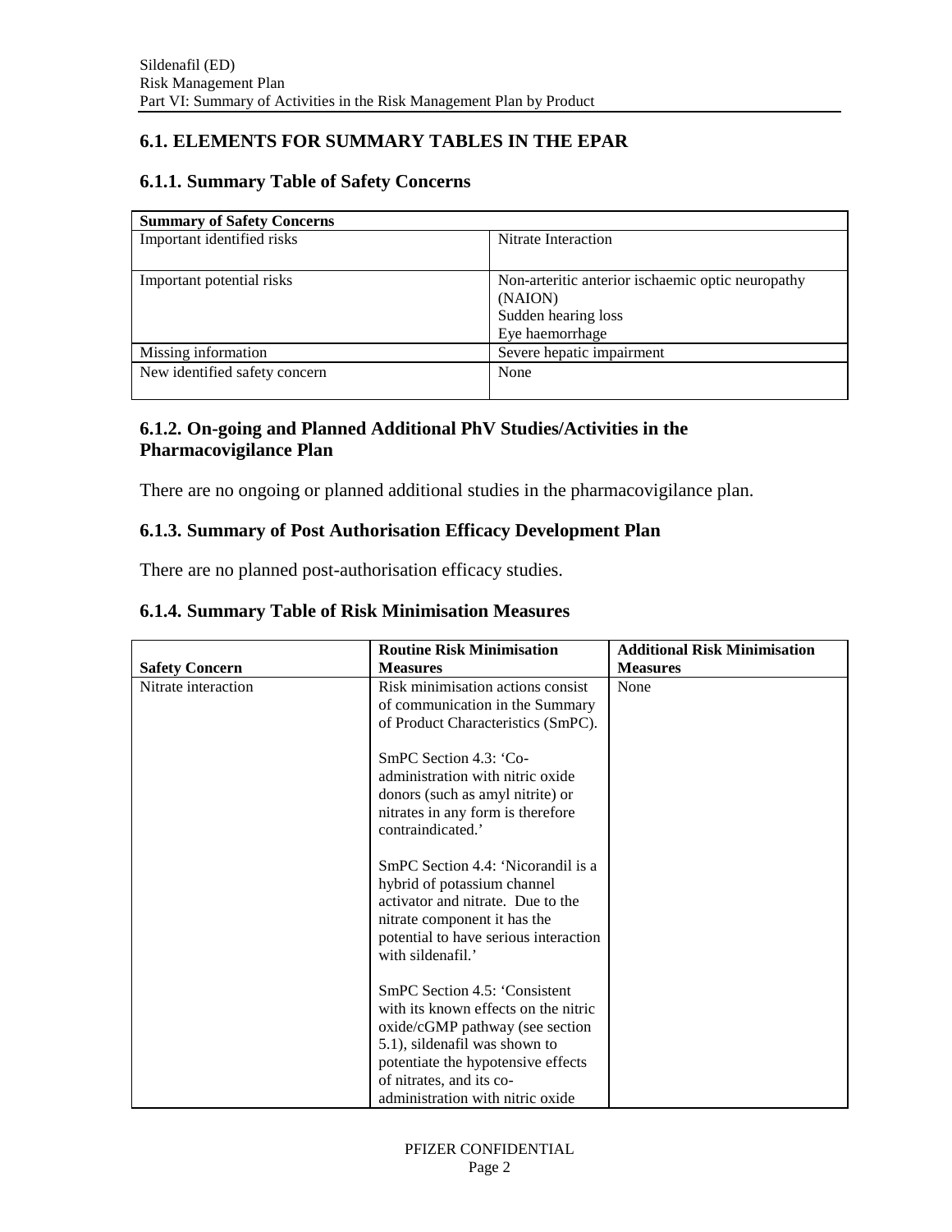## 6.1. ELEMENTS FOR SUMMARY TABLES IN THE EPAR

### 6.1.1. Summary Table of Safety Concerns

| Summary of Safety Concerns | |
|---|---|
| Important identified risks | Nitrate Interaction |
| Important potential risks | Non-arteritic anterior ischaemic optic neuropathy (NAION)<br>Sudden hearing loss<br>Eye haemorrhage |
| Missing information | Severe hepatic impairment |
| New identified safety concern | None |

### 6.1.2. On-going and Planned Additional PhV Studies/Activities in the Pharmacovigilance Plan

There are no ongoing or planned additional studies in the pharmacovigilance plan.

### 6.1.3. Summary of Post Authorisation Efficacy Development Plan

There are no planned post-authorisation efficacy studies.

### 6.1.4. Summary Table of Risk Minimisation Measures

| Safety Concern | Routine Risk Minimisation Measures | Additional Risk Minimisation Measures |
|---|---|---|
| Nitrate interaction | Risk minimisation actions consist of communication in the Summary of Product Characteristics (SmPC).<br><br>SmPC Section 4.3: 'Co-administration with nitric oxide donors (such as amyl nitrite) or nitrates in any form is therefore contraindicated.'<br><br>SmPC Section 4.4: 'Nicorandil is a hybrid of potassium channel activator and nitrate. Due to the nitrate component it has the potential to have serious interaction with sildenafil.'<br><br>SmPC Section 4.5: 'Consistent with its known effects on the nitric oxide/cGMP pathway (see section 5.1), sildenafil was shown to potentiate the hypotensive effects of nitrates, and its co-administration with nitric oxide | None |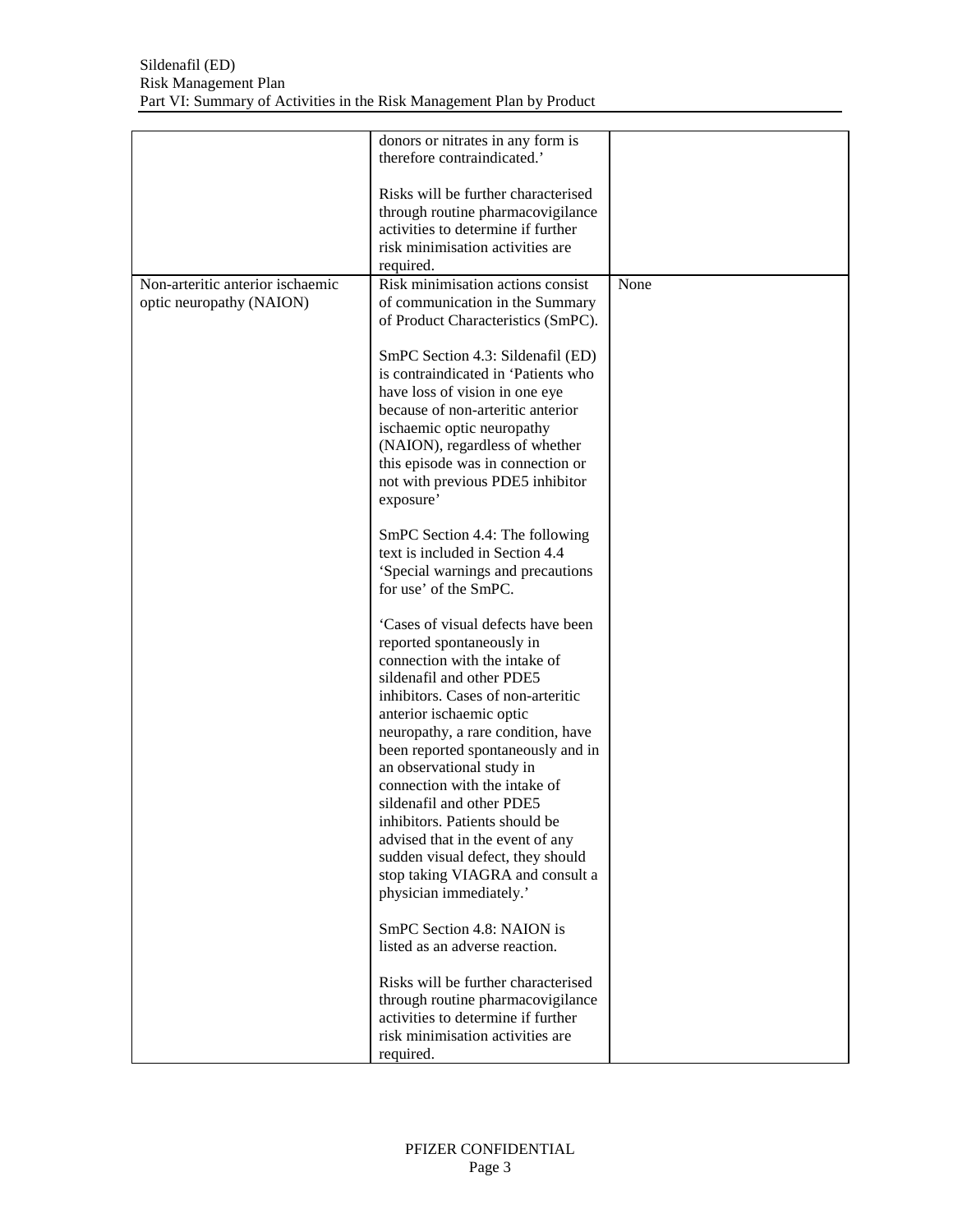| | | |
|---|---|---|
| | donors or nitrates in any form is therefore contraindicated.'<br><br>Risks will be further characterised through routine pharmacovigilance activities to determine if further risk minimisation activities are required. | |
| Non-arteritic anterior ischaemic optic neuropathy (NAION) | Risk minimisation actions consist of communication in the Summary of Product Characteristics (SmPC).<br><br>SmPC Section 4.3: Sildenafil (ED) is contraindicated in 'Patients who have loss of vision in one eye because of non-arteritic anterior ischaemic optic neuropathy (NAION), regardless of whether this episode was in connection or not with previous PDE5 inhibitor exposure'<br><br>SmPC Section 4.4: The following text is included in Section 4.4 'Special warnings and precautions for use' of the SmPC.<br><br>'Cases of visual defects have been reported spontaneously in connection with the intake of sildenafil and other PDE5 inhibitors. Cases of non-arteritic anterior ischaemic optic neuropathy, a rare condition, have been reported spontaneously and in an observational study in connection with the intake of sildenafil and other PDE5 inhibitors. Patients should be advised that in the event of any sudden visual defect, they should stop taking VIAGRA and consult a physician immediately.'<br><br>SmPC Section 4.8: NAION is listed as an adverse reaction.<br><br>Risks will be further characterised through routine pharmacovigilance activities to determine if further risk minimisation activities are required. | None |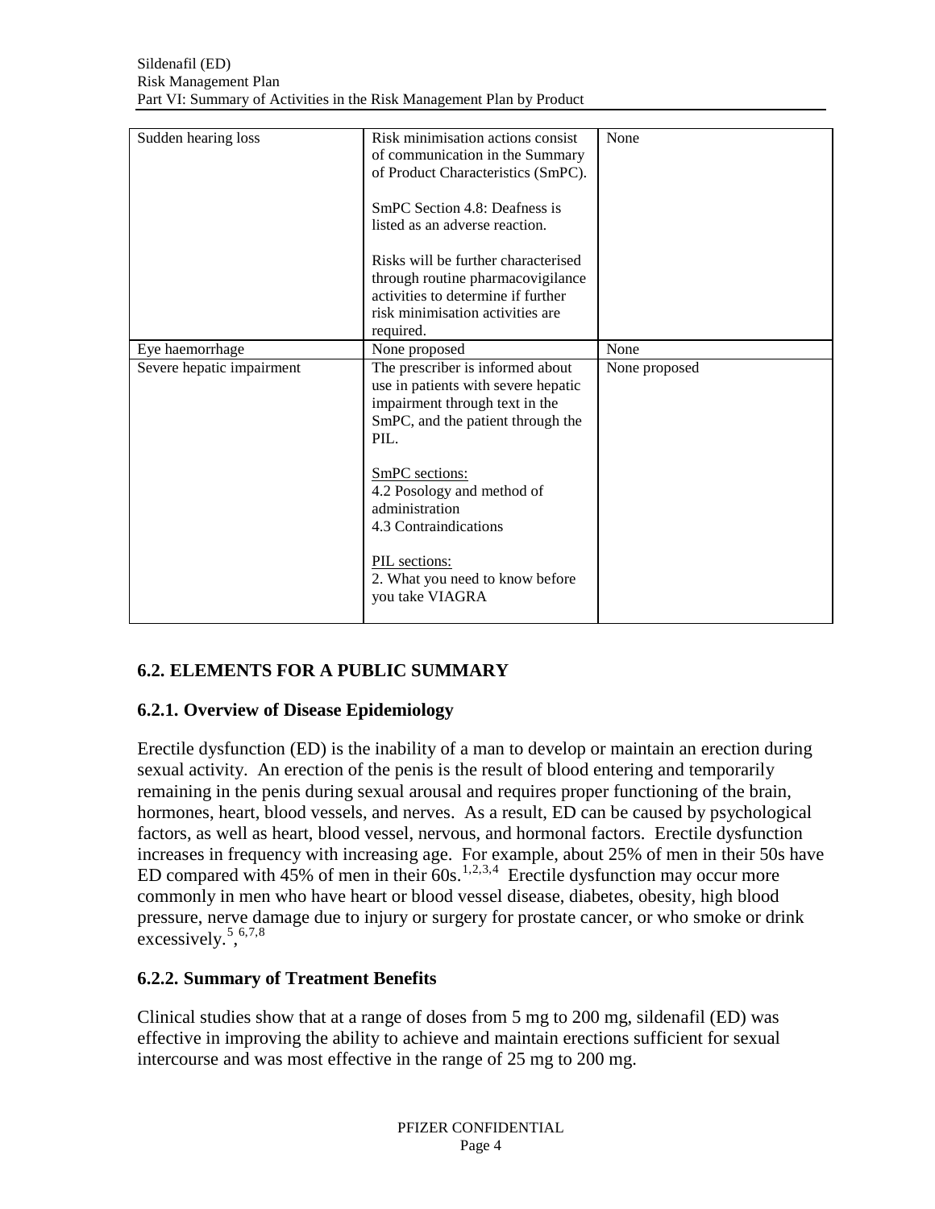| | | |
|---|---|---|
| Sudden hearing loss | Risk minimisation actions consist of communication in the Summary of Product Characteristics (SmPC).<br><br>SmPC Section 4.8: Deafness is listed as an adverse reaction.<br><br>Risks will be further characterised through routine pharmacovigilance activities to determine if further risk minimisation activities are required. | None |
| Eye haemorrhage | None proposed | None |
| Severe hepatic impairment | The prescriber is informed about use in patients with severe hepatic impairment through text in the SmPC, and the patient through the PIL.<br><br>SmPC sections:<br>4.2 Posology and method of administration<br>4.3 Contraindications<br><br>PIL sections:<br>2. What you need to know before you take VIAGRA | None proposed |

## 6.2. ELEMENTS FOR A PUBLIC SUMMARY

### 6.2.1. Overview of Disease Epidemiology

Erectile dysfunction (ED) is the inability of a man to develop or maintain an erection during sexual activity. An erection of the penis is the result of blood entering and temporarily remaining in the penis during sexual arousal and requires proper functioning of the brain, hormones, heart, blood vessels, and nerves. As a result, ED can be caused by psychological factors, as well as heart, blood vessel, nervous, and hormonal factors. Erectile dysfunction increases in frequency with increasing age. For example, about 25% of men in their 50s have ED compared with 45% of men in their 60s.[1,2,3,4] Erectile dysfunction may occur more commonly in men who have heart or blood vessel disease, diabetes, obesity, high blood pressure, nerve damage due to injury or surgery for prostate cancer, or who smoke or drink excessively.[5], [6,7,8]

### 6.2.2. Summary of Treatment Benefits

Clinical studies show that at a range of doses from 5 mg to 200 mg, sildenafil (ED) was effective in improving the ability to achieve and maintain erections sufficient for sexual intercourse and was most effective in the range of 25 mg to 200 mg.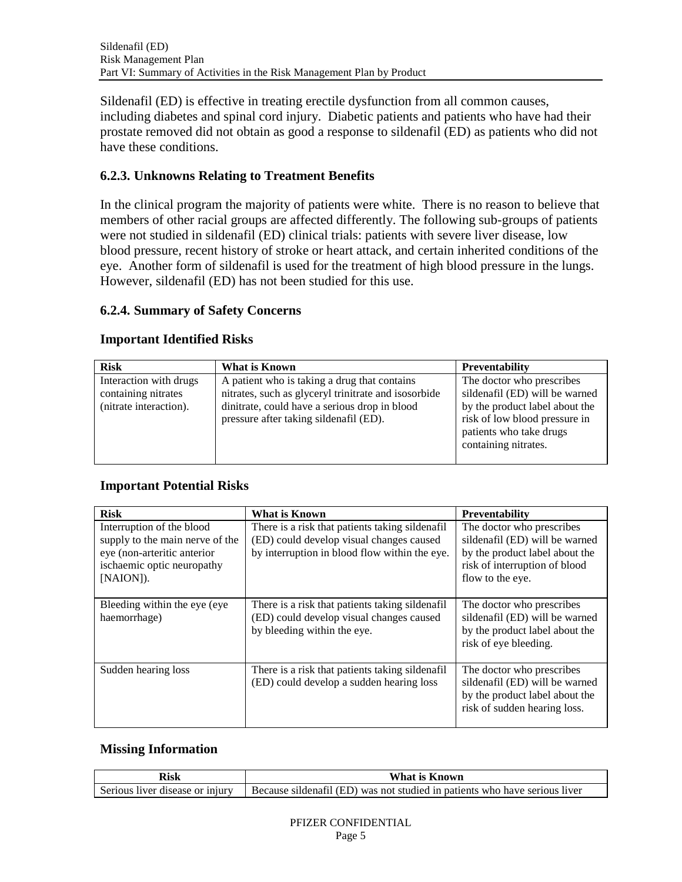Sildenafil (ED) is effective in treating erectile dysfunction from all common causes, including diabetes and spinal cord injury. Diabetic patients and patients who have had their prostate removed did not obtain as good a response to sildenafil (ED) as patients who did not have these conditions.

### 6.2.3. Unknowns Relating to Treatment Benefits

In the clinical program the majority of patients were white. There is no reason to believe that members of other racial groups are affected differently. The following sub-groups of patients were not studied in sildenafil (ED) clinical trials: patients with severe liver disease, low blood pressure, recent history of stroke or heart attack, and certain inherited conditions of the eye. Another form of sildenafil is used for the treatment of high blood pressure in the lungs. However, sildenafil (ED) has not been studied for this use.

### 6.2.4. Summary of Safety Concerns

#### Important Identified Risks

| Risk | What is Known | Preventability |
|---|---|---|
| Interaction with drugs containing nitrates (nitrate interaction). | A patient who is taking a drug that contains nitrates, such as glyceryl trinitrate and isosorbide dinitrate, could have a serious drop in blood pressure after taking sildenafil (ED). | The doctor who prescribes sildenafil (ED) will be warned by the product label about the risk of low blood pressure in patients who take drugs containing nitrates. |

#### Important Potential Risks

| Risk | What is Known | Preventability |
|---|---|---|
| Interruption of the blood supply to the main nerve of the eye (non-arteritic anterior ischaemic optic neuropathy [NAION]). | There is a risk that patients taking sildenafil (ED) could develop visual changes caused by interruption in blood flow within the eye. | The doctor who prescribes sildenafil (ED) will be warned by the product label about the risk of interruption of blood flow to the eye. |
| Bleeding within the eye (eye haemorrhage) | There is a risk that patients taking sildenafil (ED) could develop visual changes caused by bleeding within the eye. | The doctor who prescribes sildenafil (ED) will be warned by the product label about the risk of eye bleeding. |
| Sudden hearing loss | There is a risk that patients taking sildenafil (ED) could develop a sudden hearing loss | The doctor who prescribes sildenafil (ED) will be warned by the product label about the risk of sudden hearing loss. |

#### Missing Information

| Risk | What is Known |
|---|---|
| Serious liver disease or injury | Because sildenafil (ED) was not studied in patients who have serious liver |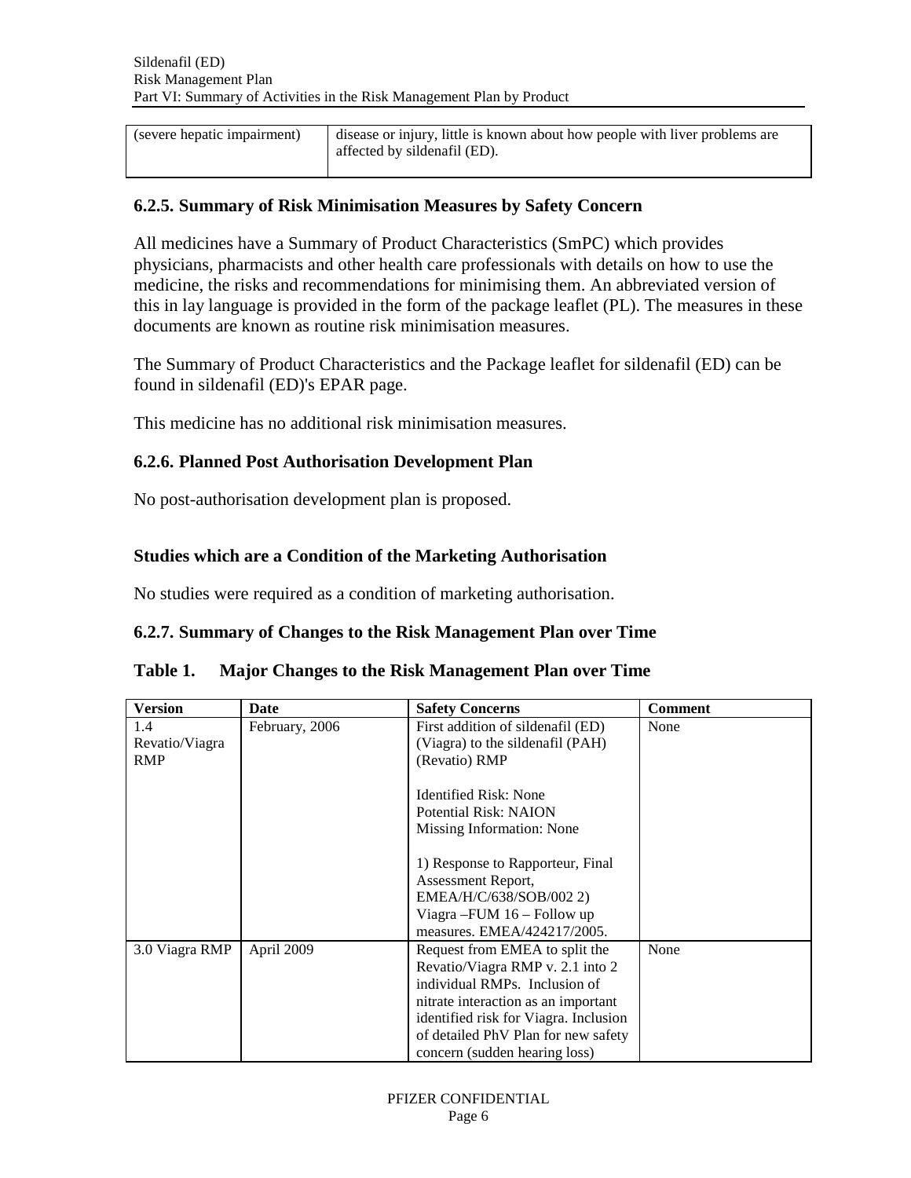| (severe hepatic impairment) | disease or injury, little is known about how people with liver problems are affected by sildenafil (ED). |
|---|---|

### 6.2.5. Summary of Risk Minimisation Measures by Safety Concern

All medicines have a Summary of Product Characteristics (SmPC) which provides physicians, pharmacists and other health care professionals with details on how to use the medicine, the risks and recommendations for minimising them. An abbreviated version of this in lay language is provided in the form of the package leaflet (PL). The measures in these documents are known as routine risk minimisation measures.

The Summary of Product Characteristics and the Package leaflet for sildenafil (ED) can be found in sildenafil (ED)'s EPAR page.

This medicine has no additional risk minimisation measures.

### 6.2.6. Planned Post Authorisation Development Plan

No post-authorisation development plan is proposed.

### Studies which are a Condition of the Marketing Authorisation

No studies were required as a condition of marketing authorisation.

### 6.2.7. Summary of Changes to the Risk Management Plan over Time

**Table 1. Major Changes to the Risk Management Plan over Time**

| Version | Date | Safety Concerns | Comment |
|---|---|---|---|
| 1.4 Revatio/Viagra RMP | February, 2006 | First addition of sildenafil (ED) (Viagra) to the sildenafil (PAH) (Revatio) RMP<br><br>Identified Risk: None<br>Potential Risk: NAION<br>Missing Information: None<br><br>1) Response to Rapporteur, Final Assessment Report, EMEA/H/C/638/SOB/002 2) Viagra –FUM 16 – Follow up measures. EMEA/424217/2005. | None |
| 3.0 Viagra RMP | April 2009 | Request from EMEA to split the Revatio/Viagra RMP v. 2.1 into 2 individual RMPs. Inclusion of nitrate interaction as an important identified risk for Viagra. Inclusion of detailed PhV Plan for new safety concern (sudden hearing loss) | None |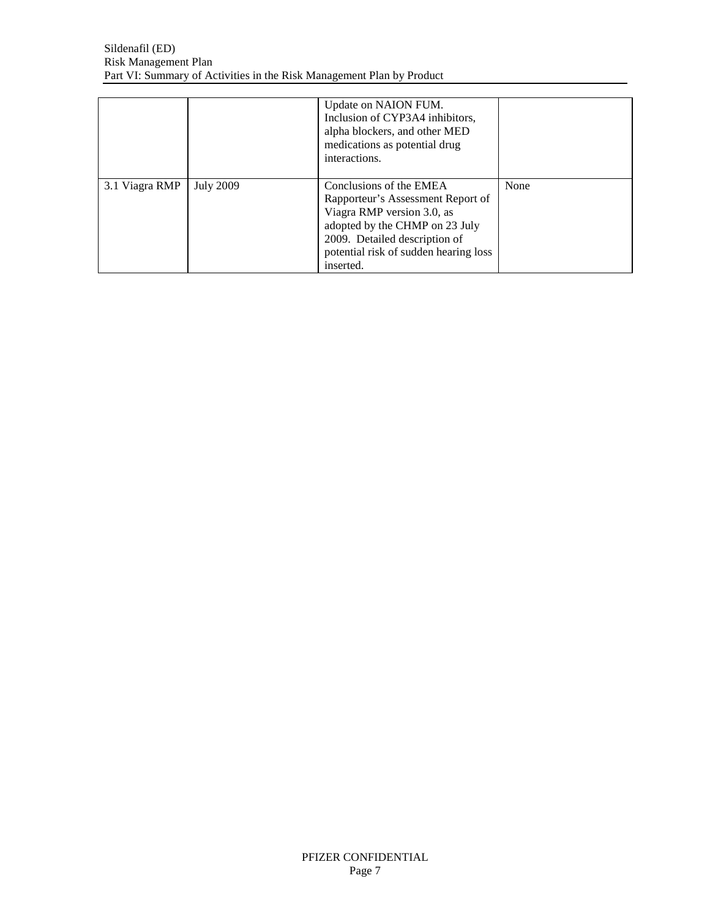| | | | |
|---|---|---|---|
| | | Update on NAION FUM. Inclusion of CYP3A4 inhibitors, alpha blockers, and other MED medications as potential drug interactions. | |
| 3.1 Viagra RMP | July 2009 | Conclusions of the EMEA Rapporteur's Assessment Report of Viagra RMP version 3.0, as adopted by the CHMP on 23 July 2009. Detailed description of potential risk of sudden hearing loss inserted. | None |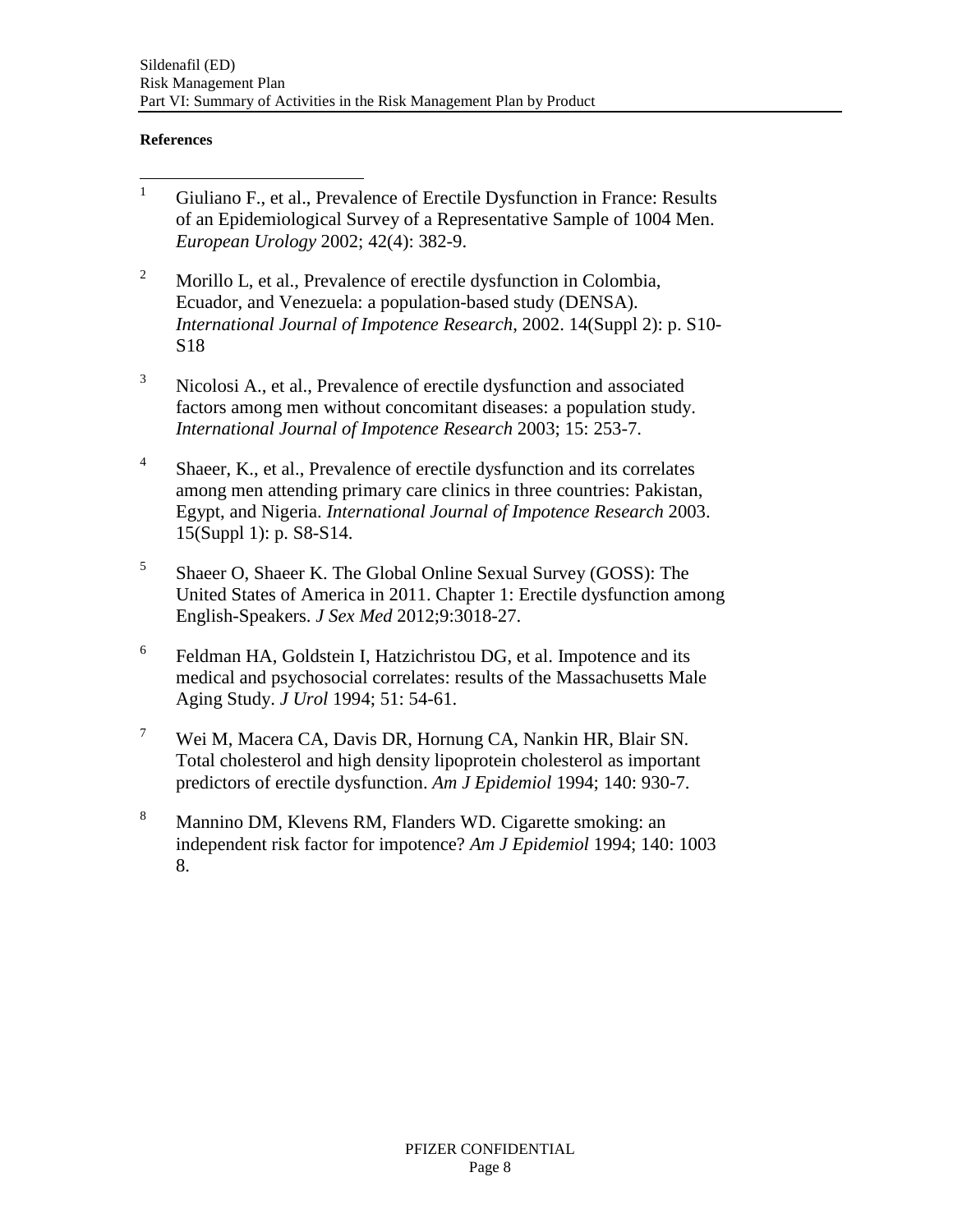**References**

[1] Giuliano F., et al., Prevalence of Erectile Dysfunction in France: Results of an Epidemiological Survey of a Representative Sample of 1004 Men. *European Urology* 2002; 42(4): 382-9.

[2] Morillo L, et al., Prevalence of erectile dysfunction in Colombia, Ecuador, and Venezuela: a population-based study (DENSA). *International Journal of Impotence Research*, 2002. 14(Suppl 2): p. S10-S18

[3] Nicolosi A., et al., Prevalence of erectile dysfunction and associated factors among men without concomitant diseases: a population study. *International Journal of Impotence Research* 2003; 15: 253-7.

[4] Shaeer, K., et al., Prevalence of erectile dysfunction and its correlates among men attending primary care clinics in three countries: Pakistan, Egypt, and Nigeria. *International Journal of Impotence Research* 2003. 15(Suppl 1): p. S8-S14.

[5] Shaeer O, Shaeer K. The Global Online Sexual Survey (GOSS): The United States of America in 2011. Chapter 1: Erectile dysfunction among English-Speakers. *J Sex Med* 2012;9:3018-27.

[6] Feldman HA, Goldstein I, Hatzichristou DG, et al. Impotence and its medical and psychosocial correlates: results of the Massachusetts Male Aging Study. *J Urol* 1994; 51: 54-61.

[7] Wei M, Macera CA, Davis DR, Hornung CA, Nankin HR, Blair SN. Total cholesterol and high density lipoprotein cholesterol as important predictors of erectile dysfunction. *Am J Epidemiol* 1994; 140: 930-7.

[8] Mannino DM, Klevens RM, Flanders WD. Cigarette smoking: an independent risk factor for impotence? *Am J Epidemiol* 1994; 140: 1003 8.